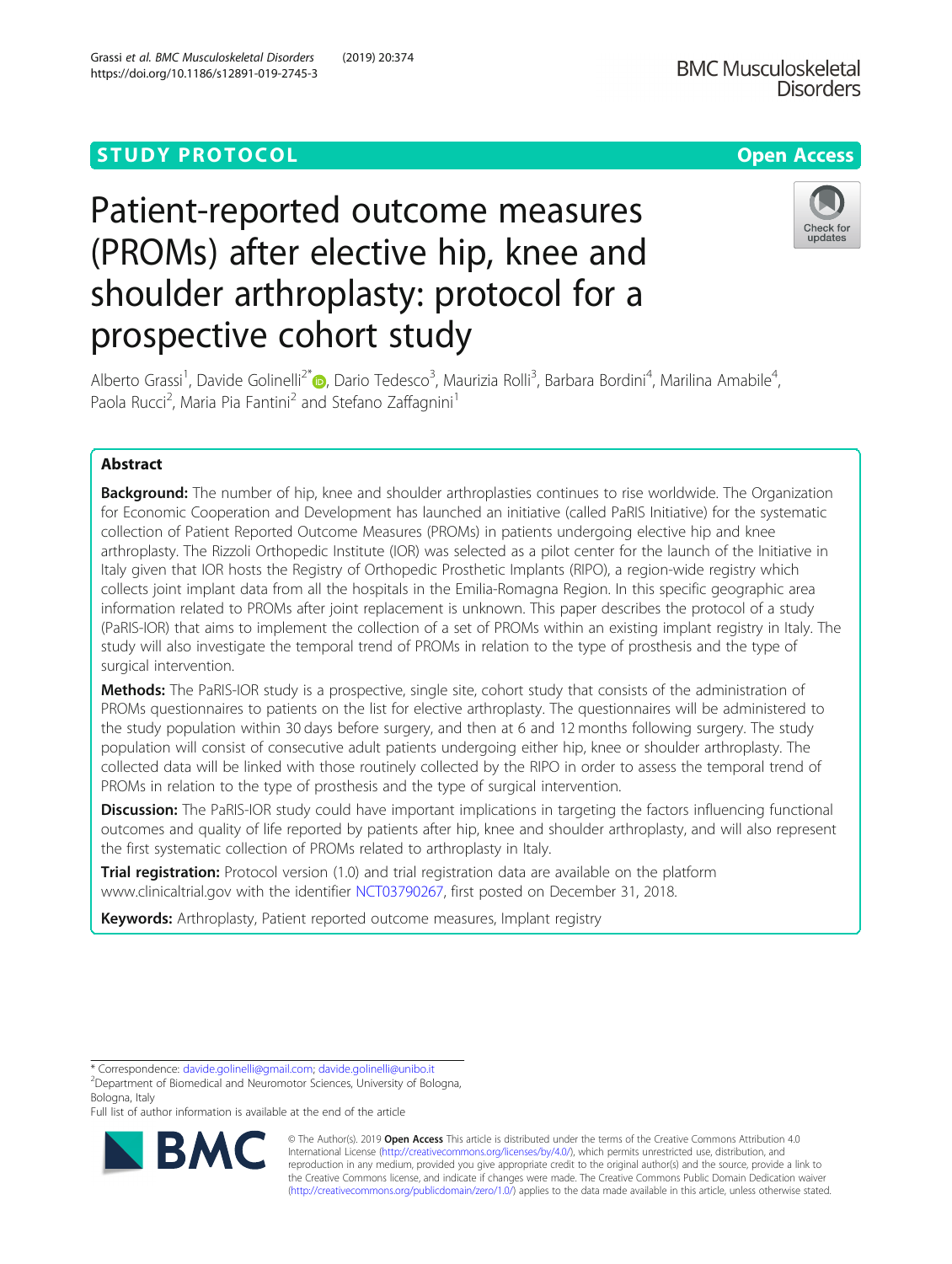STUDY PROTOCOL

Open Access

# Patient-reported outcome measures (PROMs) after elective hip, knee and shoulder arthroplasty: protocol for a prospective cohort study

Alberto Grassi[1], Davide Golinelli[2*], Dario Tedesco[3], Maurizia Rolli[3], Barbara Bordini[4], Marilina Amabile[4], Paola Rucci[2], Maria Pia Fantini[2] and Stefano Zaffagnini[1]

## Abstract

**Background:** The number of hip, knee and shoulder arthroplasties continues to rise worldwide. The Organization for Economic Cooperation and Development has launched an initiative (called PaRIS Initiative) for the systematic collection of Patient Reported Outcome Measures (PROMs) in patients undergoing elective hip and knee arthroplasty. The Rizzoli Orthopedic Institute (IOR) was selected as a pilot center for the launch of the Initiative in Italy given that IOR hosts the Registry of Orthopedic Prosthetic Implants (RIPO), a region-wide registry which collects joint implant data from all the hospitals in the Emilia-Romagna Region. In this specific geographic area information related to PROMs after joint replacement is unknown. This paper describes the protocol of a study (PaRIS-IOR) that aims to implement the collection of a set of PROMs within an existing implant registry in Italy. The study will also investigate the temporal trend of PROMs in relation to the type of prosthesis and the type of surgical intervention.

**Methods:** The PaRIS-IOR study is a prospective, single site, cohort study that consists of the administration of PROMs questionnaires to patients on the list for elective arthroplasty. The questionnaires will be administered to the study population within 30 days before surgery, and then at 6 and 12 months following surgery. The study population will consist of consecutive adult patients undergoing either hip, knee or shoulder arthroplasty. The collected data will be linked with those routinely collected by the RIPO in order to assess the temporal trend of PROMs in relation to the type of prosthesis and the type of surgical intervention.

**Discussion:** The PaRIS-IOR study could have important implications in targeting the factors influencing functional outcomes and quality of life reported by patients after hip, knee and shoulder arthroplasty, and will also represent the first systematic collection of PROMs related to arthroplasty in Italy.

**Trial registration:** Protocol version (1.0) and trial registration data are available on the platform www.clinicaltrial.gov with the identifier NCT03790267, first posted on December 31, 2018.

**Keywords:** Arthroplasty, Patient reported outcome measures, Implant registry

* Correspondence: davide.golinelli@gmail.com; davide.golinelli@unibo.it
[2]Department of Biomedical and Neuromotor Sciences, University of Bologna, Bologna, Italy
Full list of author information is available at the end of the article

© The Author(s). 2019 **Open Access** This article is distributed under the terms of the Creative Commons Attribution 4.0 International License (http://creativecommons.org/licenses/by/4.0/), which permits unrestricted use, distribution, and reproduction in any medium, provided you give appropriate credit to the original author(s) and the source, provide a link to the Creative Commons license, and indicate if changes were made. The Creative Commons Public Domain Dedication waiver (http://creativecommons.org/publicdomain/zero/1.0/) applies to the data made available in this article, unless otherwise stated.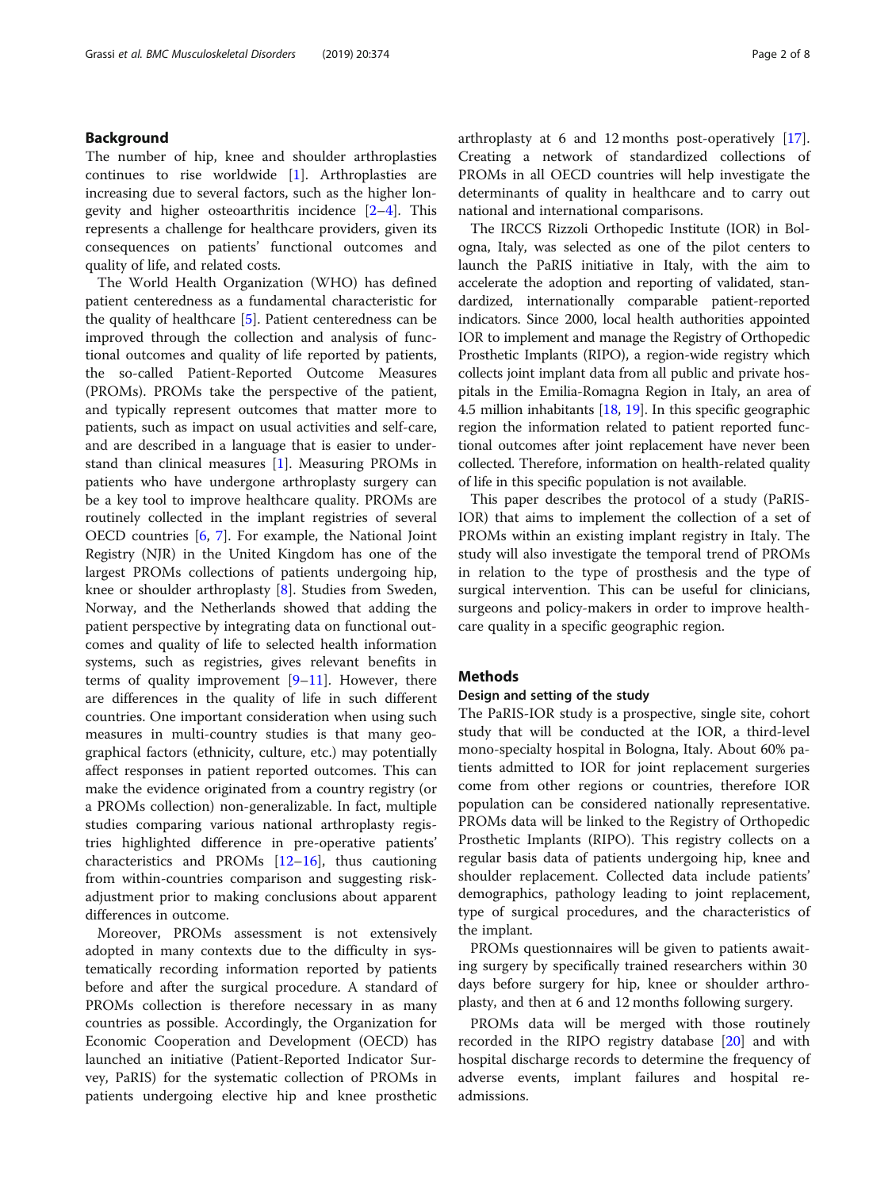## Background

The number of hip, knee and shoulder arthroplasties continues to rise worldwide [1]. Arthroplasties are increasing due to several factors, such as the higher longevity and higher osteoarthritis incidence [2–4]. This represents a challenge for healthcare providers, given its consequences on patients' functional outcomes and quality of life, and related costs.

The World Health Organization (WHO) has defined patient centeredness as a fundamental characteristic for the quality of healthcare [5]. Patient centeredness can be improved through the collection and analysis of functional outcomes and quality of life reported by patients, the so-called Patient-Reported Outcome Measures (PROMs). PROMs take the perspective of the patient, and typically represent outcomes that matter more to patients, such as impact on usual activities and self-care, and are described in a language that is easier to understand than clinical measures [1]. Measuring PROMs in patients who have undergone arthroplasty surgery can be a key tool to improve healthcare quality. PROMs are routinely collected in the implant registries of several OECD countries [6, 7]. For example, the National Joint Registry (NJR) in the United Kingdom has one of the largest PROMs collections of patients undergoing hip, knee or shoulder arthroplasty [8]. Studies from Sweden, Norway, and the Netherlands showed that adding the patient perspective by integrating data on functional outcomes and quality of life to selected health information systems, such as registries, gives relevant benefits in terms of quality improvement [9–11]. However, there are differences in the quality of life in such different countries. One important consideration when using such measures in multi-country studies is that many geographical factors (ethnicity, culture, etc.) may potentially affect responses in patient reported outcomes. This can make the evidence originated from a country registry (or a PROMs collection) non-generalizable. In fact, multiple studies comparing various national arthroplasty registries highlighted difference in pre-operative patients' characteristics and PROMs [12–16], thus cautioning from within-countries comparison and suggesting risk-adjustment prior to making conclusions about apparent differences in outcome.

Moreover, PROMs assessment is not extensively adopted in many contexts due to the difficulty in systematically recording information reported by patients before and after the surgical procedure. A standard of PROMs collection is therefore necessary in as many countries as possible. Accordingly, the Organization for Economic Cooperation and Development (OECD) has launched an initiative (Patient-Reported Indicator Survey, PaRIS) for the systematic collection of PROMs in patients undergoing elective hip and knee prosthetic arthroplasty at 6 and 12 months post-operatively [17]. Creating a network of standardized collections of PROMs in all OECD countries will help investigate the determinants of quality in healthcare and to carry out national and international comparisons.

The IRCCS Rizzoli Orthopedic Institute (IOR) in Bologna, Italy, was selected as one of the pilot centers to launch the PaRIS initiative in Italy, with the aim to accelerate the adoption and reporting of validated, standardized, internationally comparable patient-reported indicators. Since 2000, local health authorities appointed IOR to implement and manage the Registry of Orthopedic Prosthetic Implants (RIPO), a region-wide registry which collects joint implant data from all public and private hospitals in the Emilia-Romagna Region in Italy, an area of 4.5 million inhabitants [18, 19]. In this specific geographic region the information related to patient reported functional outcomes after joint replacement have never been collected. Therefore, information on health-related quality of life in this specific population is not available.

This paper describes the protocol of a study (PaRIS-IOR) that aims to implement the collection of a set of PROMs within an existing implant registry in Italy. The study will also investigate the temporal trend of PROMs in relation to the type of prosthesis and the type of surgical intervention. This can be useful for clinicians, surgeons and policy-makers in order to improve healthcare quality in a specific geographic region.

## Methods

### Design and setting of the study

The PaRIS-IOR study is a prospective, single site, cohort study that will be conducted at the IOR, a third-level mono-specialty hospital in Bologna, Italy. About 60% patients admitted to IOR for joint replacement surgeries come from other regions or countries, therefore IOR population can be considered nationally representative. PROMs data will be linked to the Registry of Orthopedic Prosthetic Implants (RIPO). This registry collects on a regular basis data of patients undergoing hip, knee and shoulder replacement. Collected data include patients' demographics, pathology leading to joint replacement, type of surgical procedures, and the characteristics of the implant.

PROMs questionnaires will be given to patients awaiting surgery by specifically trained researchers within 30 days before surgery for hip, knee or shoulder arthroplasty, and then at 6 and 12 months following surgery.

PROMs data will be merged with those routinely recorded in the RIPO registry database [20] and with hospital discharge records to determine the frequency of adverse events, implant failures and hospital re-admissions.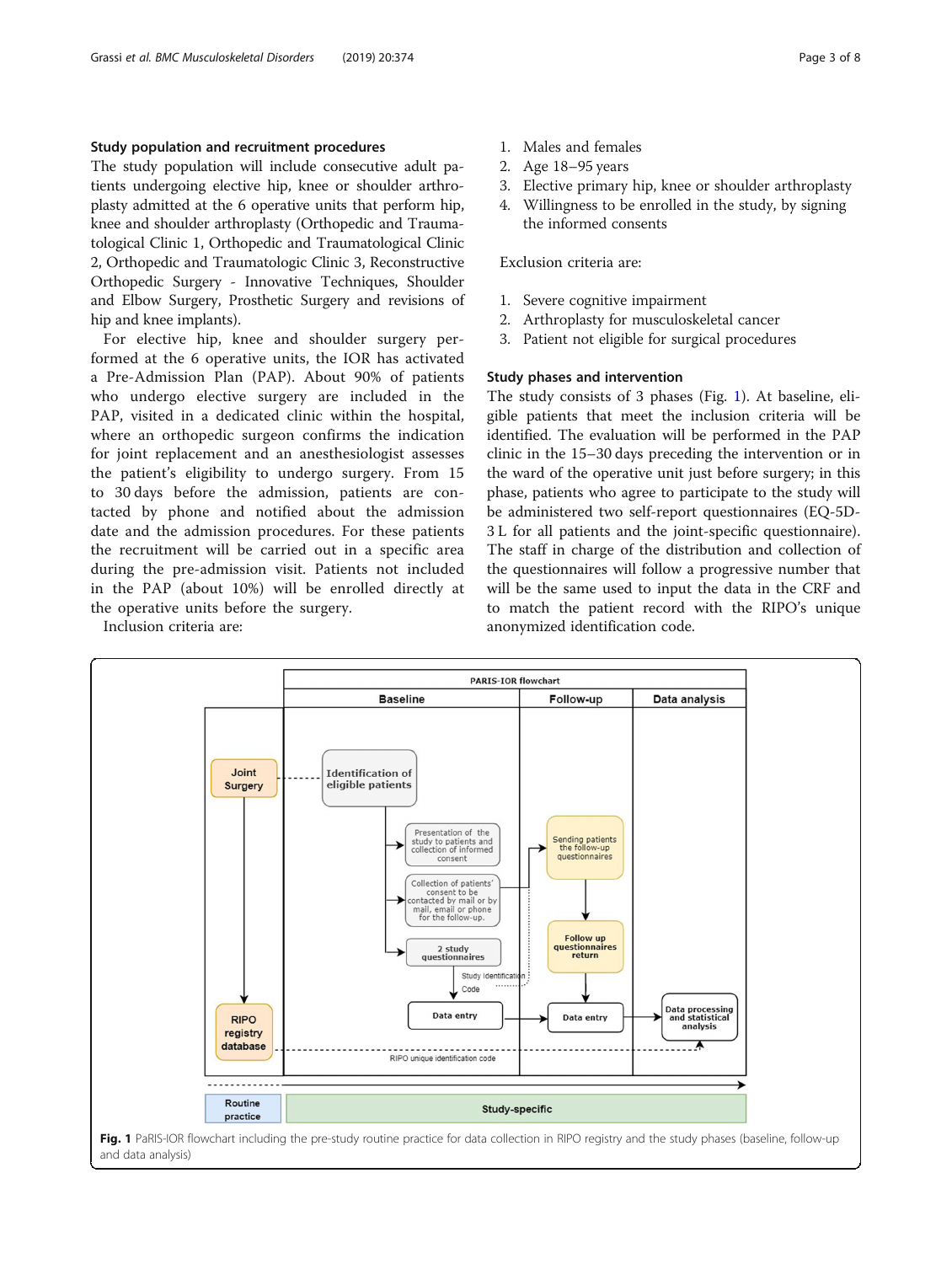### Study population and recruitment procedures

The study population will include consecutive adult patients undergoing elective hip, knee or shoulder arthroplasty admitted at the 6 operative units that perform hip, knee and shoulder arthroplasty (Orthopedic and Traumatological Clinic 1, Orthopedic and Traumatological Clinic 2, Orthopedic and Traumatologic Clinic 3, Reconstructive Orthopedic Surgery - Innovative Techniques, Shoulder and Elbow Surgery, Prosthetic Surgery and revisions of hip and knee implants).

For elective hip, knee and shoulder surgery performed at the 6 operative units, the IOR has activated a Pre-Admission Plan (PAP). About 90% of patients who undergo elective surgery are included in the PAP, visited in a dedicated clinic within the hospital, where an orthopedic surgeon confirms the indication for joint replacement and an anesthesiologist assesses the patient's eligibility to undergo surgery. From 15 to 30 days before the admission, patients are contacted by phone and notified about the admission date and the admission procedures. For these patients the recruitment will be carried out in a specific area during the pre-admission visit. Patients not included in the PAP (about 10%) will be enrolled directly at the operative units before the surgery.

Inclusion criteria are:

1. Males and females
2. Age 18–95 years
3. Elective primary hip, knee or shoulder arthroplasty
4. Willingness to be enrolled in the study, by signing the informed consents

Exclusion criteria are:

1. Severe cognitive impairment
2. Arthroplasty for musculoskeletal cancer
3. Patient not eligible for surgical procedures

### Study phases and intervention

The study consists of 3 phases (Fig. 1). At baseline, eligible patients that meet the inclusion criteria will be identified. The evaluation will be performed in the PAP clinic in the 15–30 days preceding the intervention or in the ward of the operative unit just before surgery; in this phase, patients who agree to participate to the study will be administered two self-report questionnaires (EQ-5D-3 L for all patients and the joint-specific questionnaire). The staff in charge of the distribution and collection of the questionnaires will follow a progressive number that will be the same used to input the data in the CRF and to match the patient record with the RIPO's unique anonymized identification code.

**Fig. 1** PaRIS-IOR flowchart including the pre-study routine practice for data collection in RIPO registry and the study phases (baseline, follow-up and data analysis)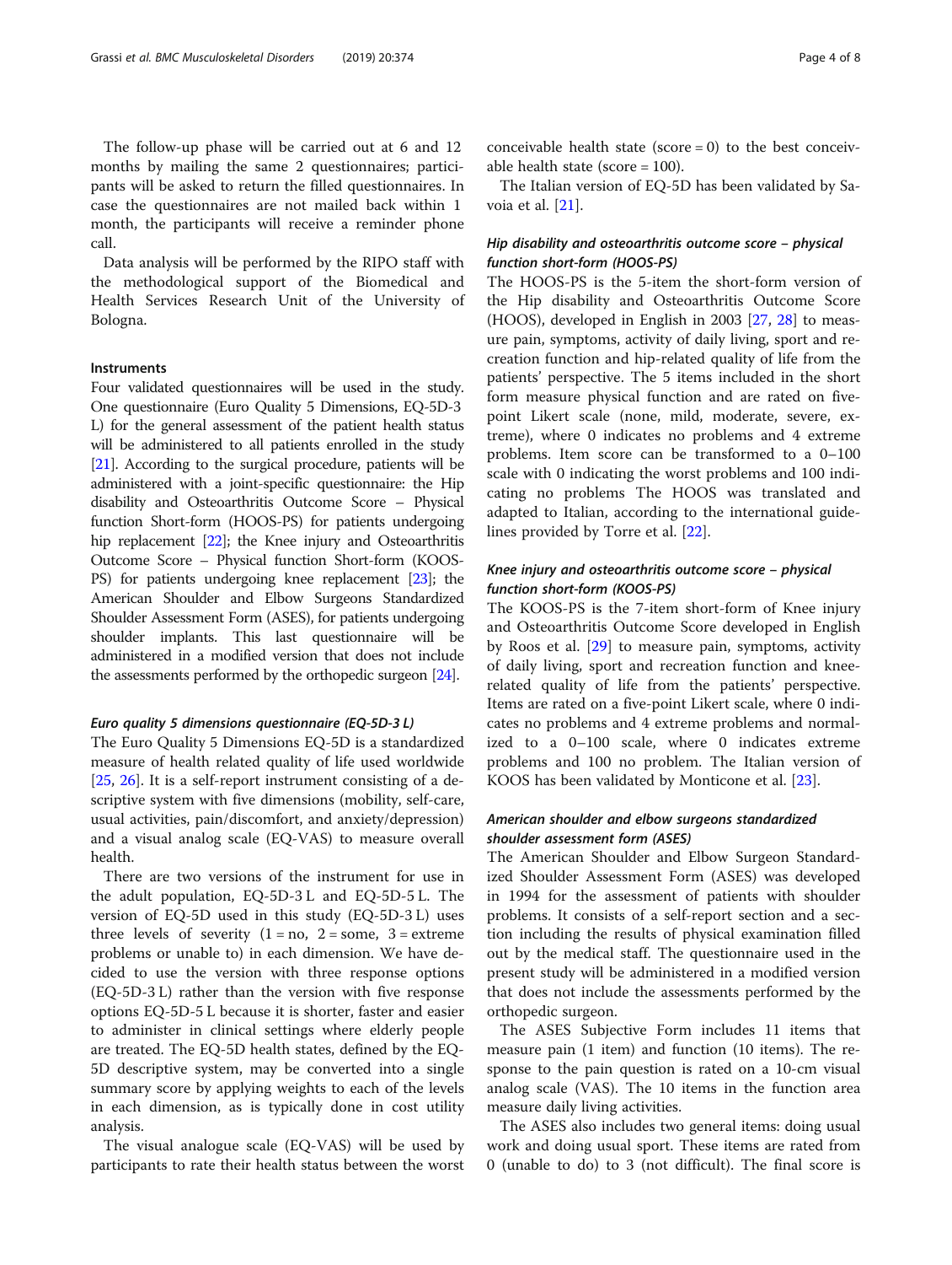The follow-up phase will be carried out at 6 and 12 months by mailing the same 2 questionnaires; participants will be asked to return the filled questionnaires. In case the questionnaires are not mailed back within 1 month, the participants will receive a reminder phone call.

Data analysis will be performed by the RIPO staff with the methodological support of the Biomedical and Health Services Research Unit of the University of Bologna.

#### Instruments

Four validated questionnaires will be used in the study. One questionnaire (Euro Quality 5 Dimensions, EQ-5D-3 L) for the general assessment of the patient health status will be administered to all patients enrolled in the study [21]. According to the surgical procedure, patients will be administered with a joint-specific questionnaire: the Hip disability and Osteoarthritis Outcome Score – Physical function Short-form (HOOS-PS) for patients undergoing hip replacement [22]; the Knee injury and Osteoarthritis Outcome Score – Physical function Short-form (KOOS-PS) for patients undergoing knee replacement [23]; the American Shoulder and Elbow Surgeons Standardized Shoulder Assessment Form (ASES), for patients undergoing shoulder implants. This last questionnaire will be administered in a modified version that does not include the assessments performed by the orthopedic surgeon [24].

##### *Euro quality 5 dimensions questionnaire (EQ-5D-3 L)*

The Euro Quality 5 Dimensions EQ-5D is a standardized measure of health related quality of life used worldwide [25, 26]. It is a self-report instrument consisting of a descriptive system with five dimensions (mobility, self-care, usual activities, pain/discomfort, and anxiety/depression) and a visual analog scale (EQ-VAS) to measure overall health.

There are two versions of the instrument for use in the adult population, EQ-5D-3 L and EQ-5D-5 L. The version of EQ-5D used in this study (EQ-5D-3 L) uses three levels of severity (1 = no, 2 = some, 3 = extreme problems or unable to) in each dimension. We have decided to use the version with three response options (EQ-5D-3 L) rather than the version with five response options EQ-5D-5 L because it is shorter, faster and easier to administer in clinical settings where elderly people are treated. The EQ-5D health states, defined by the EQ-5D descriptive system, may be converted into a single summary score by applying weights to each of the levels in each dimension, as is typically done in cost utility analysis.

The visual analogue scale (EQ-VAS) will be used by participants to rate their health status between the worst conceivable health state (score = 0) to the best conceivable health state (score = 100).

The Italian version of EQ-5D has been validated by Savoia et al. [21].

##### *Hip disability and osteoarthritis outcome score – physical function short-form (HOOS-PS)*

The HOOS-PS is the 5-item the short-form version of the Hip disability and Osteoarthritis Outcome Score (HOOS), developed in English in 2003 [27, 28] to measure pain, symptoms, activity of daily living, sport and recreation function and hip-related quality of life from the patients' perspective. The 5 items included in the short form measure physical function and are rated on five-point Likert scale (none, mild, moderate, severe, extreme), where 0 indicates no problems and 4 extreme problems. Item score can be transformed to a 0–100 scale with 0 indicating the worst problems and 100 indicating no problems The HOOS was translated and adapted to Italian, according to the international guidelines provided by Torre et al. [22].

##### *Knee injury and osteoarthritis outcome score – physical function short-form (KOOS-PS)*

The KOOS-PS is the 7-item short-form of Knee injury and Osteoarthritis Outcome Score developed in English by Roos et al. [29] to measure pain, symptoms, activity of daily living, sport and recreation function and knee-related quality of life from the patients' perspective. Items are rated on a five-point Likert scale, where 0 indicates no problems and 4 extreme problems and normalized to a 0–100 scale, where 0 indicates extreme problems and 100 no problem. The Italian version of KOOS has been validated by Monticone et al. [23].

##### *American shoulder and elbow surgeons standardized shoulder assessment form (ASES)*

The American Shoulder and Elbow Surgeon Standardized Shoulder Assessment Form (ASES) was developed in 1994 for the assessment of patients with shoulder problems. It consists of a self-report section and a section including the results of physical examination filled out by the medical staff. The questionnaire used in the present study will be administered in a modified version that does not include the assessments performed by the orthopedic surgeon.

The ASES Subjective Form includes 11 items that measure pain (1 item) and function (10 items). The response to the pain question is rated on a 10-cm visual analog scale (VAS). The 10 items in the function area measure daily living activities.

The ASES also includes two general items: doing usual work and doing usual sport. These items are rated from 0 (unable to do) to 3 (not difficult). The final score is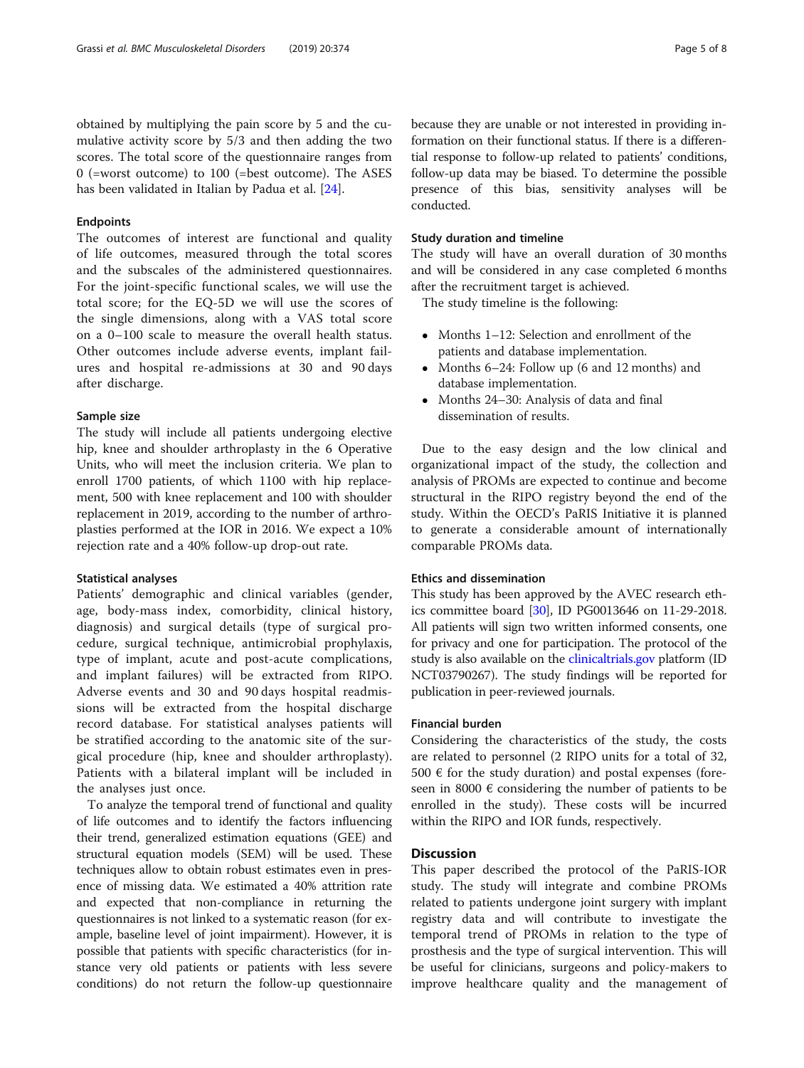obtained by multiplying the pain score by 5 and the cumulative activity score by 5/3 and then adding the two scores. The total score of the questionnaire ranges from 0 (=worst outcome) to 100 (=best outcome). The ASES has been validated in Italian by Padua et al. [24].

### Endpoints

The outcomes of interest are functional and quality of life outcomes, measured through the total scores and the subscales of the administered questionnaires. For the joint-specific functional scales, we will use the total score; for the EQ-5D we will use the scores of the single dimensions, along with a VAS total score on a 0–100 scale to measure the overall health status. Other outcomes include adverse events, implant failures and hospital re-admissions at 30 and 90 days after discharge.

### Sample size

The study will include all patients undergoing elective hip, knee and shoulder arthroplasty in the 6 Operative Units, who will meet the inclusion criteria. We plan to enroll 1700 patients, of which 1100 with hip replacement, 500 with knee replacement and 100 with shoulder replacement in 2019, according to the number of arthroplasties performed at the IOR in 2016. We expect a 10% rejection rate and a 40% follow-up drop-out rate.

### Statistical analyses

Patients' demographic and clinical variables (gender, age, body-mass index, comorbidity, clinical history, diagnosis) and surgical details (type of surgical procedure, surgical technique, antimicrobial prophylaxis, type of implant, acute and post-acute complications, and implant failures) will be extracted from RIPO. Adverse events and 30 and 90 days hospital readmissions will be extracted from the hospital discharge record database. For statistical analyses patients will be stratified according to the anatomic site of the surgical procedure (hip, knee and shoulder arthroplasty). Patients with a bilateral implant will be included in the analyses just once.

To analyze the temporal trend of functional and quality of life outcomes and to identify the factors influencing their trend, generalized estimation equations (GEE) and structural equation models (SEM) will be used. These techniques allow to obtain robust estimates even in presence of missing data. We estimated a 40% attrition rate and expected that non-compliance in returning the questionnaires is not linked to a systematic reason (for example, baseline level of joint impairment). However, it is possible that patients with specific characteristics (for instance very old patients or patients with less severe conditions) do not return the follow-up questionnaire because they are unable or not interested in providing information on their functional status. If there is a differential response to follow-up related to patients' conditions, follow-up data may be biased. To determine the possible presence of this bias, sensitivity analyses will be conducted.

### Study duration and timeline

The study will have an overall duration of 30 months and will be considered in any case completed 6 months after the recruitment target is achieved.

The study timeline is the following:

- Months 1–12: Selection and enrollment of the patients and database implementation.
- Months 6–24: Follow up (6 and 12 months) and database implementation.
- Months 24–30: Analysis of data and final dissemination of results.

Due to the easy design and the low clinical and organizational impact of the study, the collection and analysis of PROMs are expected to continue and become structural in the RIPO registry beyond the end of the study. Within the OECD's PaRIS Initiative it is planned to generate a considerable amount of internationally comparable PROMs data.

### Ethics and dissemination

This study has been approved by the AVEC research ethics committee board [30], ID PG0013646 on 11-29-2018. All patients will sign two written informed consents, one for privacy and one for participation. The protocol of the study is also available on the clinicaltrials.gov platform (ID NCT03790267). The study findings will be reported for publication in peer-reviewed journals.

### Financial burden

Considering the characteristics of the study, the costs are related to personnel (2 RIPO units for a total of 32, 500 € for the study duration) and postal expenses (foreseen in 8000 € considering the number of patients to be enrolled in the study). These costs will be incurred within the RIPO and IOR funds, respectively.

## Discussion

This paper described the protocol of the PaRIS-IOR study. The study will integrate and combine PROMs related to patients undergone joint surgery with implant registry data and will contribute to investigate the temporal trend of PROMs in relation to the type of prosthesis and the type of surgical intervention. This will be useful for clinicians, surgeons and policy-makers to improve healthcare quality and the management of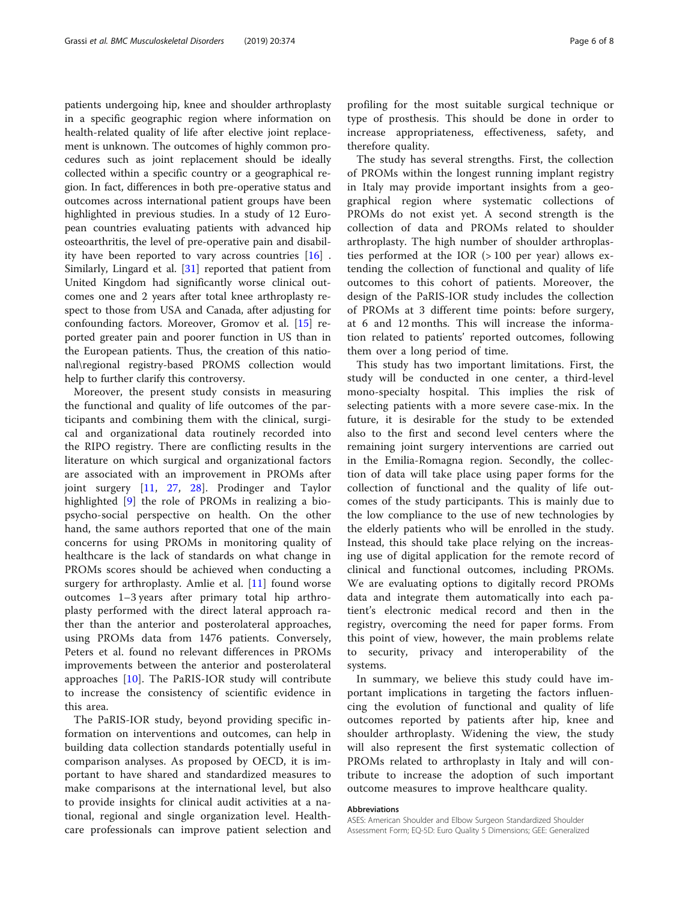patients undergoing hip, knee and shoulder arthroplasty in a specific geographic region where information on health-related quality of life after elective joint replacement is unknown. The outcomes of highly common procedures such as joint replacement should be ideally collected within a specific country or a geographical region. In fact, differences in both pre-operative status and outcomes across international patient groups have been highlighted in previous studies. In a study of 12 European countries evaluating patients with advanced hip osteoarthritis, the level of pre-operative pain and disability have been reported to vary across countries [16] . Similarly, Lingard et al. [31] reported that patient from United Kingdom had significantly worse clinical outcomes one and 2 years after total knee arthroplasty respect to those from USA and Canada, after adjusting for confounding factors. Moreover, Gromov et al. [15] reported greater pain and poorer function in US than in the European patients. Thus, the creation of this national\regional registry-based PROMS collection would help to further clarify this controversy.

Moreover, the present study consists in measuring the functional and quality of life outcomes of the participants and combining them with the clinical, surgical and organizational data routinely recorded into the RIPO registry. There are conflicting results in the literature on which surgical and organizational factors are associated with an improvement in PROMs after joint surgery [11, 27, 28]. Prodinger and Taylor highlighted [9] the role of PROMs in realizing a bio-psycho-social perspective on health. On the other hand, the same authors reported that one of the main concerns for using PROMs in monitoring quality of healthcare is the lack of standards on what change in PROMs scores should be achieved when conducting a surgery for arthroplasty. Amlie et al. [11] found worse outcomes 1–3 years after primary total hip arthroplasty performed with the direct lateral approach rather than the anterior and posterolateral approaches, using PROMs data from 1476 patients. Conversely, Peters et al. found no relevant differences in PROMs improvements between the anterior and posterolateral approaches [10]. The PaRIS-IOR study will contribute to increase the consistency of scientific evidence in this area.

The PaRIS-IOR study, beyond providing specific information on interventions and outcomes, can help in building data collection standards potentially useful in comparison analyses. As proposed by OECD, it is important to have shared and standardized measures to make comparisons at the international level, but also to provide insights for clinical audit activities at a national, regional and single organization level. Healthcare professionals can improve patient selection and profiling for the most suitable surgical technique or type of prosthesis. This should be done in order to increase appropriateness, effectiveness, safety, and therefore quality.

The study has several strengths. First, the collection of PROMs within the longest running implant registry in Italy may provide important insights from a geographical region where systematic collections of PROMs do not exist yet. A second strength is the collection of data and PROMs related to shoulder arthroplasty. The high number of shoulder arthroplasties performed at the IOR (> 100 per year) allows extending the collection of functional and quality of life outcomes to this cohort of patients. Moreover, the design of the PaRIS-IOR study includes the collection of PROMs at 3 different time points: before surgery, at 6 and 12 months. This will increase the information related to patients' reported outcomes, following them over a long period of time.

This study has two important limitations. First, the study will be conducted in one center, a third-level mono-specialty hospital. This implies the risk of selecting patients with a more severe case-mix. In the future, it is desirable for the study to be extended also to the first and second level centers where the remaining joint surgery interventions are carried out in the Emilia-Romagna region. Secondly, the collection of data will take place using paper forms for the collection of functional and the quality of life outcomes of the study participants. This is mainly due to the low compliance to the use of new technologies by the elderly patients who will be enrolled in the study. Instead, this should take place relying on the increasing use of digital application for the remote record of clinical and functional outcomes, including PROMs. We are evaluating options to digitally record PROMs data and integrate them automatically into each patient's electronic medical record and then in the registry, overcoming the need for paper forms. From this point of view, however, the main problems relate to security, privacy and interoperability of the systems.

In summary, we believe this study could have important implications in targeting the factors influencing the evolution of functional and quality of life outcomes reported by patients after hip, knee and shoulder arthroplasty. Widening the view, the study will also represent the first systematic collection of PROMs related to arthroplasty in Italy and will contribute to increase the adoption of such important outcome measures to improve healthcare quality.

#### Abbreviations

ASES: American Shoulder and Elbow Surgeon Standardized Shoulder Assessment Form; EQ-5D: Euro Quality 5 Dimensions; GEE: Generalized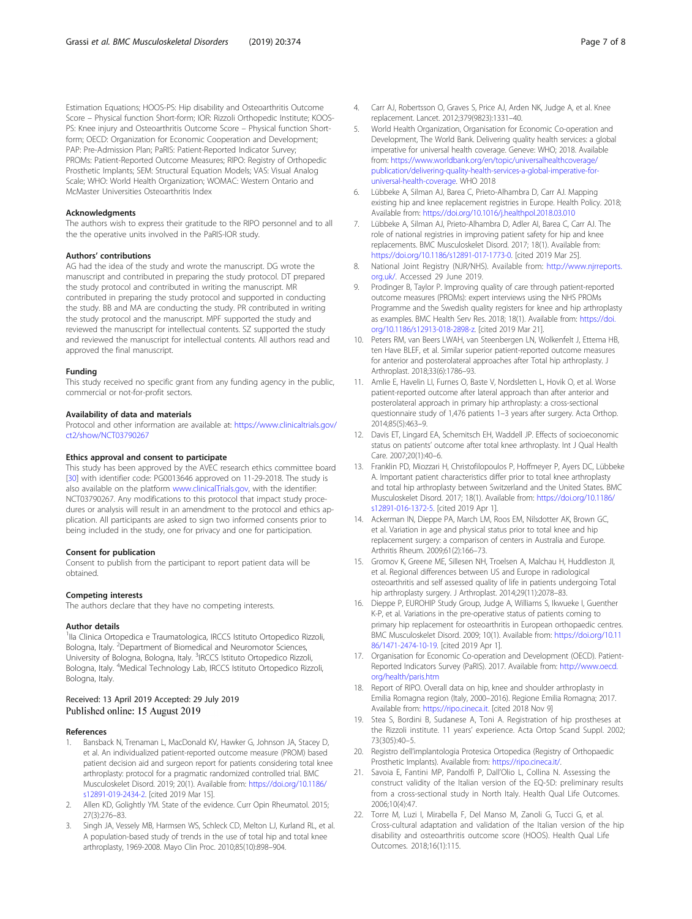Estimation Equations; HOOS-PS: Hip disability and Osteoarthritis Outcome Score – Physical function Short-form; IOR: Rizzoli Orthopedic Institute; KOOS-PS: Knee injury and Osteoarthritis Outcome Score – Physical function Short-form; OECD: Organization for Economic Cooperation and Development; PAP: Pre-Admission Plan; PaRIS: Patient-Reported Indicator Survey; PROMs: Patient-Reported Outcome Measures; RIPO: Registry of Orthopedic Prosthetic Implants; SEM: Structural Equation Models; VAS: Visual Analog Scale; WHO: World Health Organization; WOMAC: Western Ontario and McMaster Universities Osteoarthritis Index

### Acknowledgments

The authors wish to express their gratitude to the RIPO personnel and to all the the operative units involved in the PaRIS-IOR study.

### Authors' contributions

AG had the idea of the study and wrote the manuscript. DG wrote the manuscript and contributed in preparing the study protocol. DT prepared the study protocol and contributed in writing the manuscript. MR contributed in preparing the study protocol and supported in conducting the study. BB and MA are conducting the study. PR contributed in writing the study protocol and the manuscript. MPF supported the study and reviewed the manuscript for intellectual contents. SZ supported the study and reviewed the manuscript for intellectual contents. All authors read and approved the final manuscript.

### Funding

This study received no specific grant from any funding agency in the public, commercial or not-for-profit sectors.

### Availability of data and materials

Protocol and other information are available at: https://www.clinicaltrials.gov/ct2/show/NCT03790267

### Ethics approval and consent to participate

This study has been approved by the AVEC research ethics committee board [30] with identifier code: PG0013646 approved on 11-29-2018. The study is also available on the platform www.clinicalTrials.gov, with the identifier: NCT03790267. Any modifications to this protocol that impact study procedures or analysis will result in an amendment to the protocol and ethics application. All participants are asked to sign two informed consents prior to being included in the study, one for privacy and one for participation.

### Consent for publication

Consent to publish from the participant to report patient data will be obtained.

### Competing interests

The authors declare that they have no competing interests.

### Author details

[1]IIa Clinica Ortopedica e Traumatologica, IRCCS Istituto Ortopedico Rizzoli, Bologna, Italy. [2]Department of Biomedical and Neuromotor Sciences, University of Bologna, Bologna, Italy. [3]IRCCS Istituto Ortopedico Rizzoli, Bologna, Italy. [4]Medical Technology Lab, IRCCS Istituto Ortopedico Rizzoli, Bologna, Italy.

Received: 13 April 2019 Accepted: 29 July 2019
Published online: 15 August 2019

### References

1. Bansback N, Trenaman L, MacDonald KV, Hawker G, Johnson JA, Stacey D, et al. An individualized patient-reported outcome measure (PROM) based patient decision aid and surgeon report for patients considering total knee arthroplasty: protocol for a pragmatic randomized controlled trial. BMC Musculoskelet Disord. 2019; 20(1). Available from: https://doi.org/10.1186/s12891-019-2434-2. [cited 2019 Mar 15].
2. Allen KD, Golightly YM. State of the evidence. Curr Opin Rheumatol. 2015; 27(3):276–83.
3. Singh JA, Vessely MB, Harmsen WS, Schleck CD, Melton LJ, Kurland RL, et al. A population-based study of trends in the use of total hip and total knee arthroplasty, 1969-2008. Mayo Clin Proc. 2010;85(10):898–904.
4. Carr AJ, Robertsson O, Graves S, Price AJ, Arden NK, Judge A, et al. Knee replacement. Lancet. 2012;379(9823):1331–40.
5. World Health Organization, Organisation for Economic Co-operation and Development, The World Bank. Delivering quality health services: a global imperative for universal health coverage. Geneve: WHO; 2018. Available from: https://www.worldbank.org/en/topic/universalhealthcoverage/publication/delivering-quality-health-services-a-global-imperative-for-universal-health-coverage. WHO 2018
6. Lübbeke A, Silman AJ, Barea C, Prieto-Alhambra D, Carr AJ. Mapping existing hip and knee replacement registries in Europe. Health Policy. 2018; Available from: https://doi.org/10.1016/j.healthpol.2018.03.010
7. Lübbeke A, Silman AJ, Prieto-Alhambra D, Adler AI, Barea C, Carr AJ. The role of national registries in improving patient safety for hip and knee replacements. BMC Musculoskelet Disord. 2017; 18(1). Available from: https://doi.org/10.1186/s12891-017-1773-0. [cited 2019 Mar 25].
8. National Joint Registry (NJR/NHS). Available from: http://www.njrreports.org.uk/. Accessed 29 June 2019.
9. Prodinger B, Taylor P. Improving quality of care through patient-reported outcome measures (PROMs): expert interviews using the NHS PROMs Programme and the Swedish quality registers for knee and hip arthroplasty as examples. BMC Health Serv Res. 2018; 18(1). Available from: https://doi.org/10.1186/s12913-018-2898-z. [cited 2019 Mar 21].
10. Peters RM, van Beers LWAH, van Steenbergen LN, Wolkenfelt J, Ettema HB, ten Have BLEF, et al. Similar superior patient-reported outcome measures for anterior and posterolateral approaches after Total hip arthroplasty. J Arthroplast. 2018;33(6):1786–93.
11. Amlie E, Havelin LI, Furnes O, Baste V, Nordsletten L, Hovik O, et al. Worse patient-reported outcome after lateral approach than after anterior and posterolateral approach in primary hip arthroplasty: a cross-sectional questionnaire study of 1,476 patients 1–3 years after surgery. Acta Orthop. 2014;85(5):463–9.
12. Davis ET, Lingard EA, Schemitsch EH, Waddell JP. Effects of socioeconomic status on patients' outcome after total knee arthroplasty. Int J Qual Health Care. 2007;20(1):40–6.
13. Franklin PD, Miozzari H, Christofilopoulos P, Hoffmeyer P, Ayers DC, Lübbeke A. Important patient characteristics differ prior to total knee arthroplasty and total hip arthroplasty between Switzerland and the United States. BMC Musculoskelet Disord. 2017; 18(1). Available from: https://doi.org/10.1186/s12891-016-1372-5. [cited 2019 Apr 1].
14. Ackerman IN, Dieppe PA, March LM, Roos EM, Nilsdotter AK, Brown GC, et al. Variation in age and physical status prior to total knee and hip replacement surgery: a comparison of centers in Australia and Europe. Arthritis Rheum. 2009;61(2):166–73.
15. Gromov K, Greene ME, Sillesen NH, Troelsen A, Malchau H, Huddleston JI, et al. Regional differences between US and Europe in radiological osteoarthritis and self assessed quality of life in patients undergoing Total hip arthroplasty surgery. J Arthroplast. 2014;29(11):2078–83.
16. Dieppe P, EUROHIP Study Group, Judge A, Williams S, Ikwueke I, Guenther K-P, et al. Variations in the pre-operative status of patients coming to primary hip replacement for osteoarthritis in European orthopaedic centres. BMC Musculoskelet Disord. 2009; 10(1). Available from: https://doi.org/10.1186/1471-2474-10-19. [cited 2019 Apr 1].
17. Organisation for Economic Co-operation and Development (OECD). Patient-Reported Indicators Survey (PaRIS). 2017. Available from: http://www.oecd.org/health/paris.htm
18. Report of RIPO. Overall data on hip, knee and shoulder arthroplasty in Emilia Romagna region (Italy, 2000–2016). Regione Emilia Romagna; 2017. Available from: https://ripo.cineca.it. [cited 2018 Nov 9]
19. Stea S, Bordini B, Sudanese A, Toni A. Registration of hip prostheses at the Rizzoli institute. 11 years' experience. Acta Ortop Scand Suppl. 2002; 73(305):40–5.
20. Registro dell'implantologia Protesica Ortopedica (Registry of Orthopaedic Prosthetic Implants). Available from: https://ripo.cineca.it/.
21. Savoia E, Fantini MP, Pandolfi P, Dall'Olio L, Collina N. Assessing the construct validity of the Italian version of the EQ-5D: preliminary results from a cross-sectional study in North Italy. Health Qual Life Outcomes. 2006;10(4):47.
22. Torre M, Luzi I, Mirabella F, Del Manso M, Zanoli G, Tucci G, et al. Cross-cultural adaptation and validation of the Italian version of the hip disability and osteoarthritis outcome score (HOOS). Health Qual Life Outcomes. 2018;16(1):115.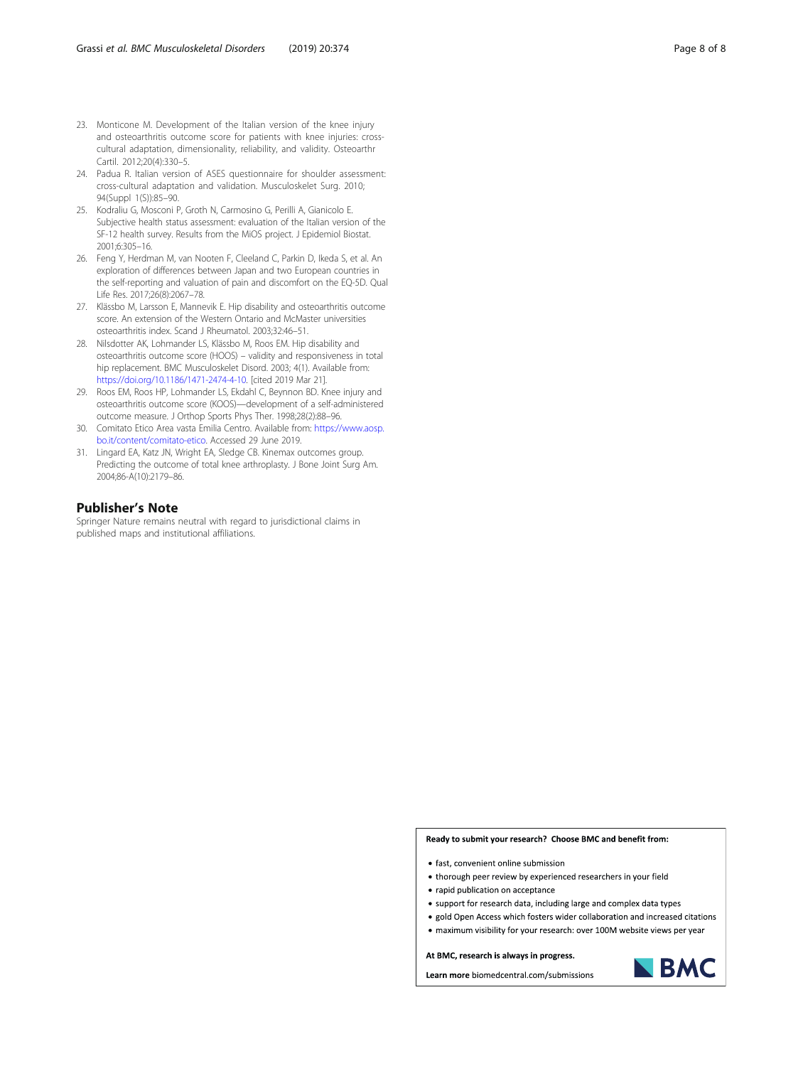23. Monticone M. Development of the Italian version of the knee injury and osteoarthritis outcome score for patients with knee injuries: cross-cultural adaptation, dimensionality, reliability, and validity. Osteoarthr Cartil. 2012;20(4):330–5.
24. Padua R. Italian version of ASES questionnaire for shoulder assessment: cross-cultural adaptation and validation. Musculoskelet Surg. 2010; 94(Suppl 1(S)):85–90.
25. Kodraliu G, Mosconi P, Groth N, Carmosino G, Perilli A, Gianicolo E. Subjective health status assessment: evaluation of the Italian version of the SF-12 health survey. Results from the MiOS project. J Epidemiol Biostat. 2001;6:305–16.
26. Feng Y, Herdman M, van Nooten F, Cleeland C, Parkin D, Ikeda S, et al. An exploration of differences between Japan and two European countries in the self-reporting and valuation of pain and discomfort on the EQ-5D. Qual Life Res. 2017;26(8):2067–78.
27. Klässbo M, Larsson E, Mannevik E. Hip disability and osteoarthritis outcome score. An extension of the Western Ontario and McMaster universities osteoarthritis index. Scand J Rheumatol. 2003;32:46–51.
28. Nilsdotter AK, Lohmander LS, Klässbo M, Roos EM. Hip disability and osteoarthritis outcome score (HOOS) – validity and responsiveness in total hip replacement. BMC Musculoskelet Disord. 2003; 4(1). Available from: https://doi.org/10.1186/1471-2474-4-10. [cited 2019 Mar 21].
29. Roos EM, Roos HP, Lohmander LS, Ekdahl C, Beynnon BD. Knee injury and osteoarthritis outcome score (KOOS)—development of a self-administered outcome measure. J Orthop Sports Phys Ther. 1998;28(2):88–96.
30. Comitato Etico Area vasta Emilia Centro. Available from: https://www.aosp.bo.it/content/comitato-etico. Accessed 29 June 2019.
31. Lingard EA, Katz JN, Wright EA, Sledge CB. Kinemax outcomes group. Predicting the outcome of total knee arthroplasty. J Bone Joint Surg Am. 2004;86-A(10):2179–86.

## Publisher's Note

Springer Nature remains neutral with regard to jurisdictional claims in published maps and institutional affiliations.

**Ready to submit your research? Choose BMC and benefit from:**

- fast, convenient online submission
- thorough peer review by experienced researchers in your field
- rapid publication on acceptance
- support for research data, including large and complex data types
- gold Open Access which fosters wider collaboration and increased citations
- maximum visibility for your research: over 100M website views per year

**At BMC, research is always in progress.**

**Learn more** biomedcentral.com/submissions

BMC